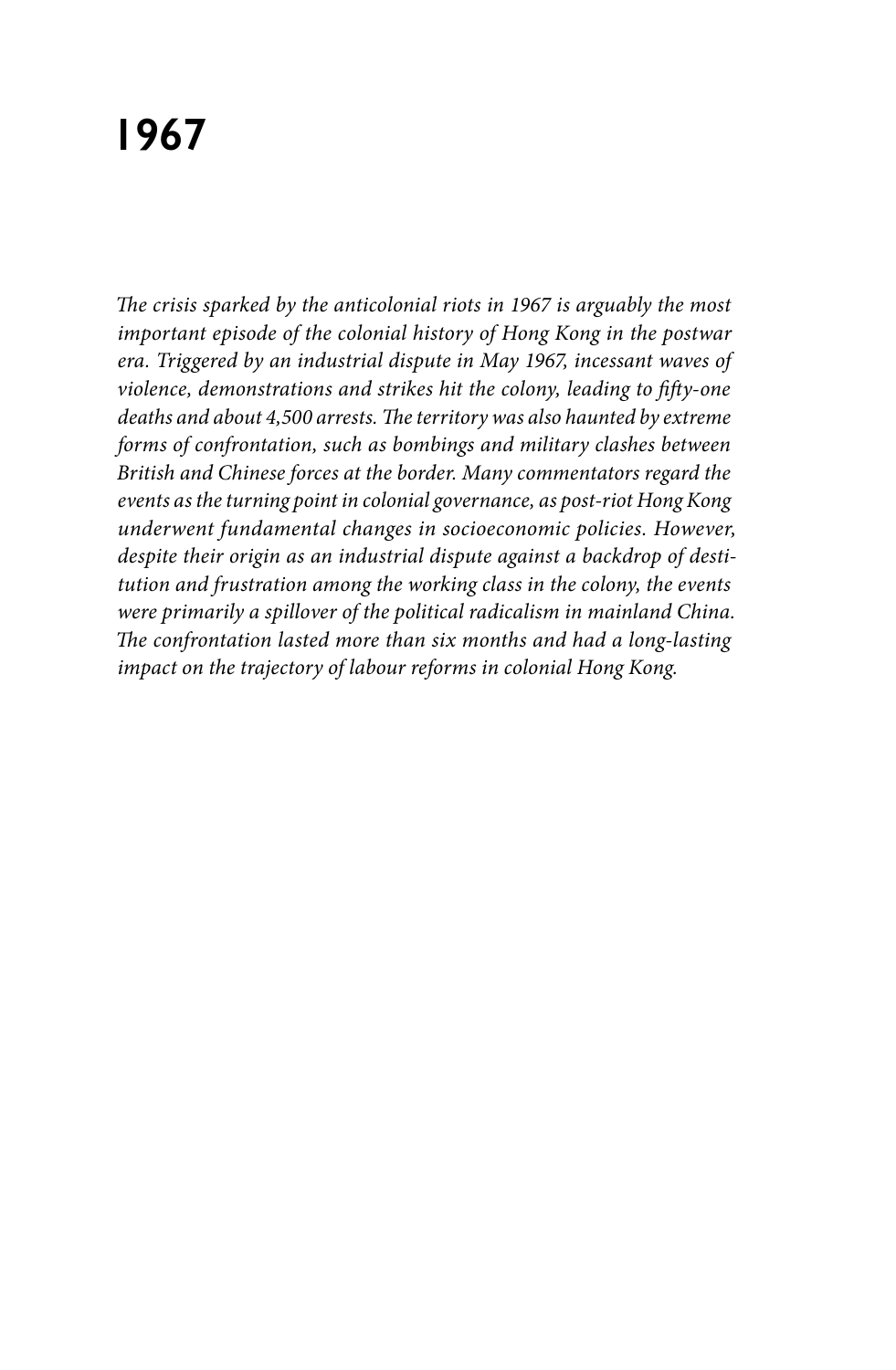# 1967

*The crisis sparked by the anticolonial riots in 1967 is arguably the most important episode of the colonial history of Hong Kong in the postwar era. Triggered by an industrial dispute in May 1967, incessant waves of violence, demonstrations and strikes hit the colony, leading to fifty-one deaths and about 4,500 arrests. The territory was also haunted by extreme forms of confrontation, such as bombings and military clashes between British and Chinese forces at the border. Many commentators regard the events as the turning point in colonial governance, as post-riot Hong Kong underwent fundamental changes in socioeconomic policies. However, despite their origin as an industrial dispute against a backdrop of destitution and frustration among the working class in the colony, the events were primarily a spillover of the political radicalism in mainland China. The confrontation lasted more than six months and had a long-lasting impact on the trajectory of labour reforms in colonial Hong Kong.*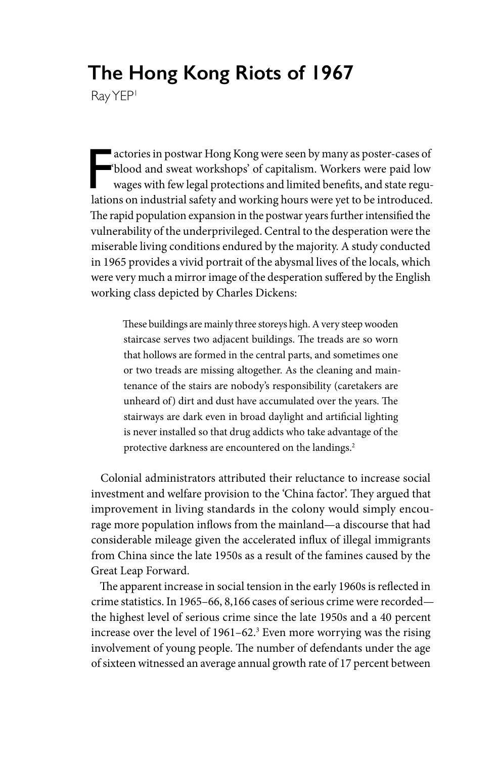# The Hong Kong Riots of 1967

Ray YEP[1]

Factories in postwar Hong Kong were seen by many as poster-cases of 'blood and sweat workshops' of capitalism. Workers were paid low wages with few legal protections and limited benefits, and state regulations on industrial safety and working hours were yet to be introduced. The rapid population expansion in the postwar years further intensified the vulnerability of the underprivileged. Central to the desperation were the miserable living conditions endured by the majority. A study conducted in 1965 provides a vivid portrait of the abysmal lives of the locals, which were very much a mirror image of the desperation suffered by the English working class depicted by Charles Dickens:

> These buildings are mainly three storeys high. A very steep wooden staircase serves two adjacent buildings. The treads are so worn that hollows are formed in the central parts, and sometimes one or two treads are missing altogether. As the cleaning and maintenance of the stairs are nobody's responsibility (caretakers are unheard of) dirt and dust have accumulated over the years. The stairways are dark even in broad daylight and artificial lighting is never installed so that drug addicts who take advantage of the protective darkness are encountered on the landings.[2]

Colonial administrators attributed their reluctance to increase social investment and welfare provision to the 'China factor'. They argued that improvement in living standards in the colony would simply encourage more population inflows from the mainland—a discourse that had considerable mileage given the accelerated influx of illegal immigrants from China since the late 1950s as a result of the famines caused by the Great Leap Forward.

The apparent increase in social tension in the early 1960s is reflected in crime statistics. In 1965–66, 8,166 cases of serious crime were recorded—the highest level of serious crime since the late 1950s and a 40 percent increase over the level of 1961–62.[3] Even more worrying was the rising involvement of young people. The number of defendants under the age of sixteen witnessed an average annual growth rate of 17 percent between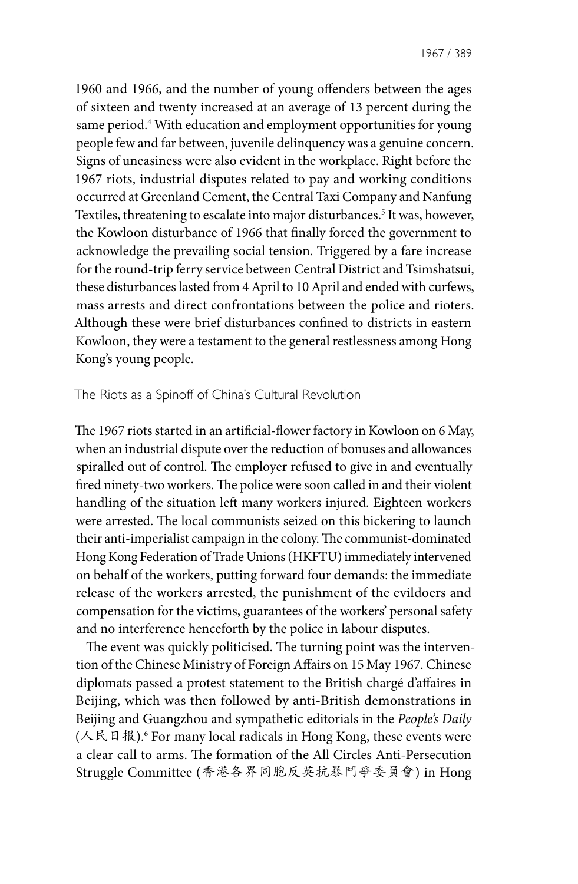1960 and 1966, and the number of young offenders between the ages of sixteen and twenty increased at an average of 13 percent during the same period.[4] With education and employment opportunities for young people few and far between, juvenile delinquency was a genuine concern. Signs of uneasiness were also evident in the workplace. Right before the 1967 riots, industrial disputes related to pay and working conditions occurred at Greenland Cement, the Central Taxi Company and Nanfung Textiles, threatening to escalate into major disturbances.[5] It was, however, the Kowloon disturbance of 1966 that finally forced the government to acknowledge the prevailing social tension. Triggered by a fare increase for the round-trip ferry service between Central District and Tsimshatsui, these disturbances lasted from 4 April to 10 April and ended with curfews, mass arrests and direct confrontations between the police and rioters. Although these were brief disturbances confined to districts in eastern Kowloon, they were a testament to the general restlessness among Hong Kong's young people.

## The Riots as a Spinoff of China's Cultural Revolution

The 1967 riots started in an artificial-flower factory in Kowloon on 6 May, when an industrial dispute over the reduction of bonuses and allowances spiralled out of control. The employer refused to give in and eventually fired ninety-two workers. The police were soon called in and their violent handling of the situation left many workers injured. Eighteen workers were arrested. The local communists seized on this bickering to launch their anti-imperialist campaign in the colony. The communist-dominated Hong Kong Federation of Trade Unions (HKFTU) immediately intervened on behalf of the workers, putting forward four demands: the immediate release of the workers arrested, the punishment of the evildoers and compensation for the victims, guarantees of the workers' personal safety and no interference henceforth by the police in labour disputes.

The event was quickly politicised. The turning point was the intervention of the Chinese Ministry of Foreign Affairs on 15 May 1967. Chinese diplomats passed a protest statement to the British chargé d'affaires in Beijing, which was then followed by anti-British demonstrations in Beijing and Guangzhou and sympathetic editorials in the *People's Daily* (人民日报).[6] For many local radicals in Hong Kong, these events were a clear call to arms. The formation of the All Circles Anti-Persecution Struggle Committee (香港各界同胞反英抗暴鬥爭委員會) in Hong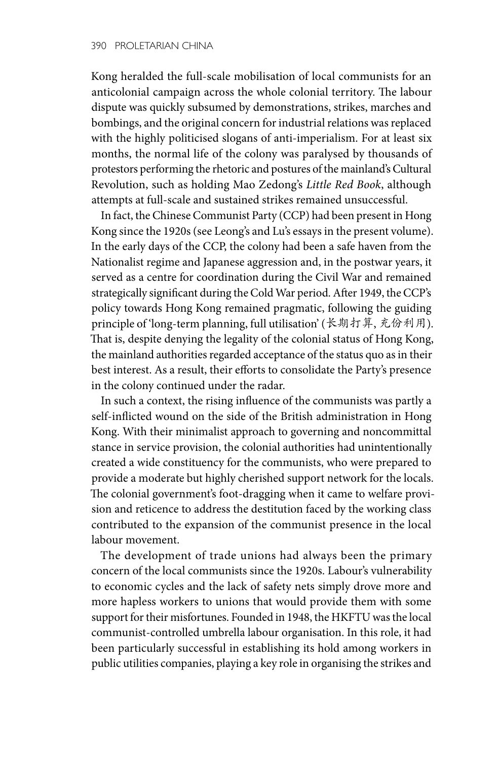Kong heralded the full-scale mobilisation of local communists for an anticolonial campaign across the whole colonial territory. The labour dispute was quickly subsumed by demonstrations, strikes, marches and bombings, and the original concern for industrial relations was replaced with the highly politicised slogans of anti-imperialism. For at least six months, the normal life of the colony was paralysed by thousands of protestors performing the rhetoric and postures of the mainland's Cultural Revolution, such as holding Mao Zedong's *Little Red Book*, although attempts at full-scale and sustained strikes remained unsuccessful.

In fact, the Chinese Communist Party (CCP) had been present in Hong Kong since the 1920s (see Leong's and Lu's essays in the present volume). In the early days of the CCP, the colony had been a safe haven from the Nationalist regime and Japanese aggression and, in the postwar years, it served as a centre for coordination during the Civil War and remained strategically significant during the Cold War period. After 1949, the CCP's policy towards Hong Kong remained pragmatic, following the guiding principle of 'long-term planning, full utilisation' (长期打算, 充份利用). That is, despite denying the legality of the colonial status of Hong Kong, the mainland authorities regarded acceptance of the status quo as in their best interest. As a result, their efforts to consolidate the Party's presence in the colony continued under the radar.

In such a context, the rising influence of the communists was partly a self-inflicted wound on the side of the British administration in Hong Kong. With their minimalist approach to governing and noncommittal stance in service provision, the colonial authorities had unintentionally created a wide constituency for the communists, who were prepared to provide a moderate but highly cherished support network for the locals. The colonial government's foot-dragging when it came to welfare provision and reticence to address the destitution faced by the working class contributed to the expansion of the communist presence in the local labour movement.

The development of trade unions had always been the primary concern of the local communists since the 1920s. Labour's vulnerability to economic cycles and the lack of safety nets simply drove more and more hapless workers to unions that would provide them with some support for their misfortunes. Founded in 1948, the HKFTU was the local communist-controlled umbrella labour organisation. In this role, it had been particularly successful in establishing its hold among workers in public utilities companies, playing a key role in organising the strikes and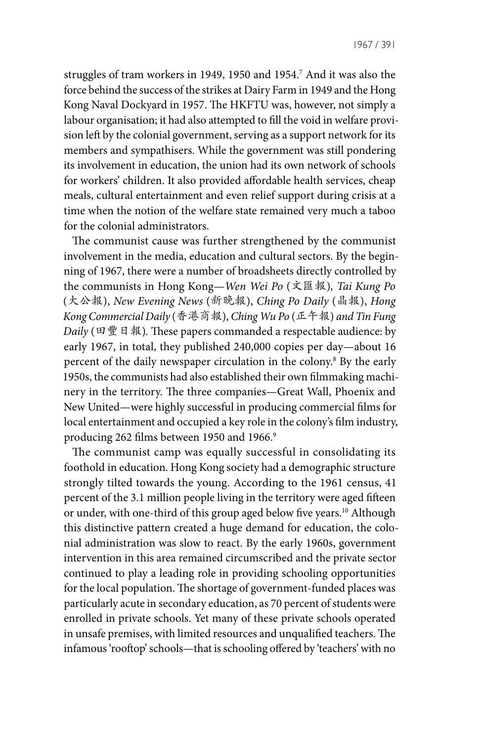struggles of tram workers in 1949, 1950 and 1954.[7] And it was also the force behind the success of the strikes at Dairy Farm in 1949 and the Hong Kong Naval Dockyard in 1957. The HKFTU was, however, not simply a labour organisation; it had also attempted to fill the void in welfare provision left by the colonial government, serving as a support network for its members and sympathisers. While the government was still pondering its involvement in education, the union had its own network of schools for workers' children. It also provided affordable health services, cheap meals, cultural entertainment and even relief support during crisis at a time when the notion of the welfare state remained very much a taboo for the colonial administrators.

The communist cause was further strengthened by the communist involvement in the media, education and cultural sectors. By the beginning of 1967, there were a number of broadsheets directly controlled by the communists in Hong Kong—*Wen Wei Po* (文匯報)*, Tai Kung Po* (大公報), *New Evening News* (新晚報), *Ching Po Daily* (晶報), *Hong Kong Commercial Daily* (香港商報), *Ching Wu Po* (正午報) *and Tin Fung Daily* (田豐日報). These papers commanded a respectable audience: by early 1967, in total, they published 240,000 copies per day—about 16 percent of the daily newspaper circulation in the colony.[8] By the early 1950s, the communists had also established their own filmmaking machinery in the territory. The three companies—Great Wall, Phoenix and New United—were highly successful in producing commercial films for local entertainment and occupied a key role in the colony's film industry, producing 262 films between 1950 and 1966.[9]

The communist camp was equally successful in consolidating its foothold in education. Hong Kong society had a demographic structure strongly tilted towards the young. According to the 1961 census, 41 percent of the 3.1 million people living in the territory were aged fifteen or under, with one-third of this group aged below five years.[10] Although this distinctive pattern created a huge demand for education, the colonial administration was slow to react. By the early 1960s, government intervention in this area remained circumscribed and the private sector continued to play a leading role in providing schooling opportunities for the local population. The shortage of government-funded places was particularly acute in secondary education, as 70 percent of students were enrolled in private schools. Yet many of these private schools operated in unsafe premises, with limited resources and unqualified teachers. The infamous 'rooftop' schools—that is schooling offered by 'teachers' with no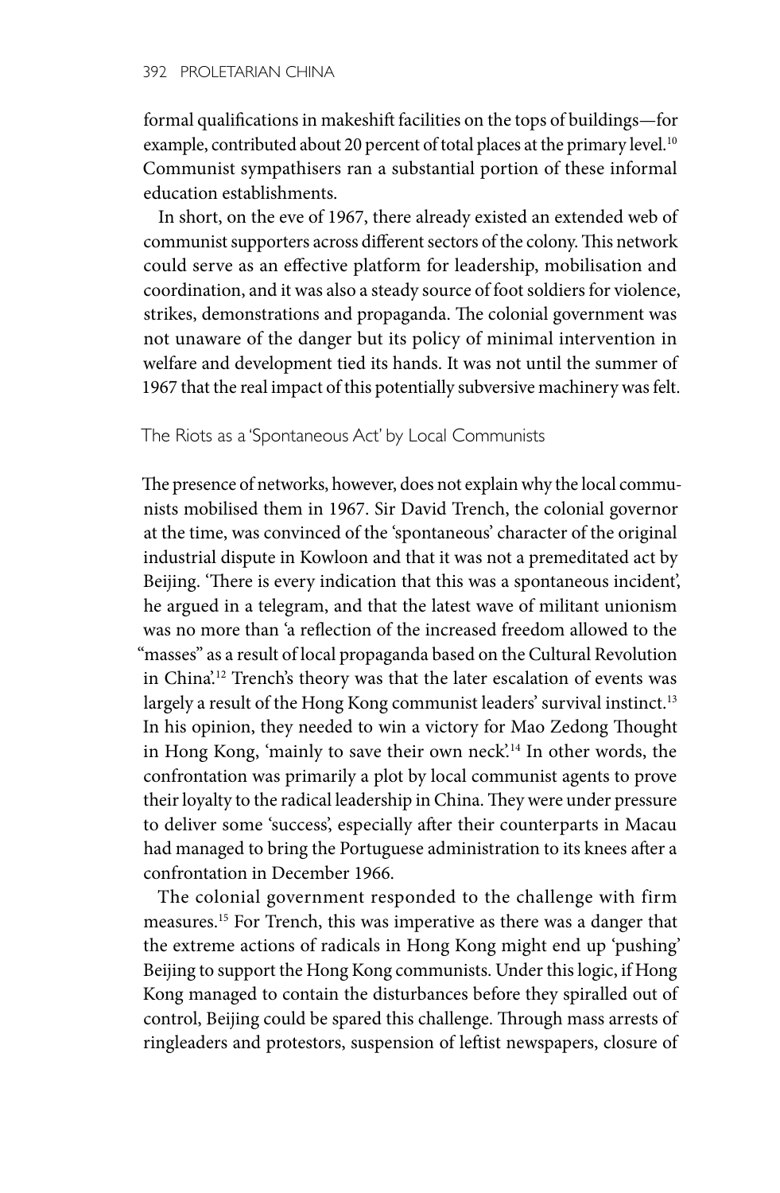formal qualifications in makeshift facilities on the tops of buildings—for example, contributed about 20 percent of total places at the primary level.[10] Communist sympathisers ran a substantial portion of these informal education establishments.

In short, on the eve of 1967, there already existed an extended web of communist supporters across different sectors of the colony. This network could serve as an effective platform for leadership, mobilisation and coordination, and it was also a steady source of foot soldiers for violence, strikes, demonstrations and propaganda. The colonial government was not unaware of the danger but its policy of minimal intervention in welfare and development tied its hands. It was not until the summer of 1967 that the real impact of this potentially subversive machinery was felt.

### The Riots as a 'Spontaneous Act' by Local Communists

The presence of networks, however, does not explain why the local communists mobilised them in 1967. Sir David Trench, the colonial governor at the time, was convinced of the 'spontaneous' character of the original industrial dispute in Kowloon and that it was not a premeditated act by Beijing. 'There is every indication that this was a spontaneous incident', he argued in a telegram, and that the latest wave of militant unionism was no more than 'a reflection of the increased freedom allowed to the "masses" as a result of local propaganda based on the Cultural Revolution in China'.[12] Trench's theory was that the later escalation of events was largely a result of the Hong Kong communist leaders' survival instinct.[13] In his opinion, they needed to win a victory for Mao Zedong Thought in Hong Kong, 'mainly to save their own neck'.[14] In other words, the confrontation was primarily a plot by local communist agents to prove their loyalty to the radical leadership in China. They were under pressure to deliver some 'success', especially after their counterparts in Macau had managed to bring the Portuguese administration to its knees after a confrontation in December 1966.

The colonial government responded to the challenge with firm measures.[15] For Trench, this was imperative as there was a danger that the extreme actions of radicals in Hong Kong might end up 'pushing' Beijing to support the Hong Kong communists. Under this logic, if Hong Kong managed to contain the disturbances before they spiralled out of control, Beijing could be spared this challenge. Through mass arrests of ringleaders and protestors, suspension of leftist newspapers, closure of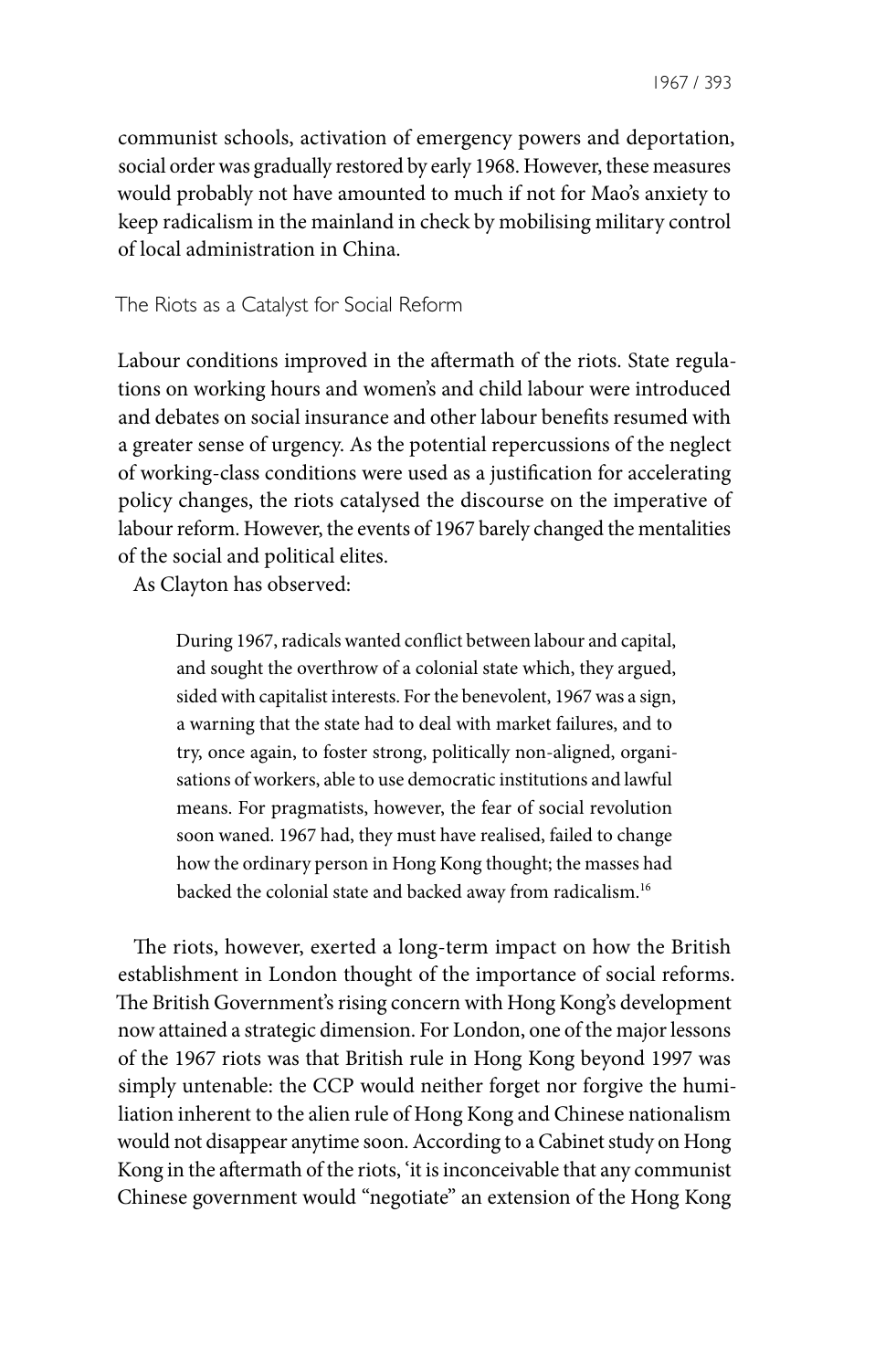communist schools, activation of emergency powers and deportation, social order was gradually restored by early 1968. However, these measures would probably not have amounted to much if not for Mao's anxiety to keep radicalism in the mainland in check by mobilising military control of local administration in China.

## The Riots as a Catalyst for Social Reform

Labour conditions improved in the aftermath of the riots. State regulations on working hours and women's and child labour were introduced and debates on social insurance and other labour benefits resumed with a greater sense of urgency. As the potential repercussions of the neglect of working-class conditions were used as a justification for accelerating policy changes, the riots catalysed the discourse on the imperative of labour reform. However, the events of 1967 barely changed the mentalities of the social and political elites.

As Clayton has observed:

> During 1967, radicals wanted conflict between labour and capital, and sought the overthrow of a colonial state which, they argued, sided with capitalist interests. For the benevolent, 1967 was a sign, a warning that the state had to deal with market failures, and to try, once again, to foster strong, politically non-aligned, organisations of workers, able to use democratic institutions and lawful means. For pragmatists, however, the fear of social revolution soon waned. 1967 had, they must have realised, failed to change how the ordinary person in Hong Kong thought; the masses had backed the colonial state and backed away from radicalism.[16]

The riots, however, exerted a long-term impact on how the British establishment in London thought of the importance of social reforms. The British Government's rising concern with Hong Kong's development now attained a strategic dimension. For London, one of the major lessons of the 1967 riots was that British rule in Hong Kong beyond 1997 was simply untenable: the CCP would neither forget nor forgive the humiliation inherent to the alien rule of Hong Kong and Chinese nationalism would not disappear anytime soon. According to a Cabinet study on Hong Kong in the aftermath of the riots, 'it is inconceivable that any communist Chinese government would "negotiate" an extension of the Hong Kong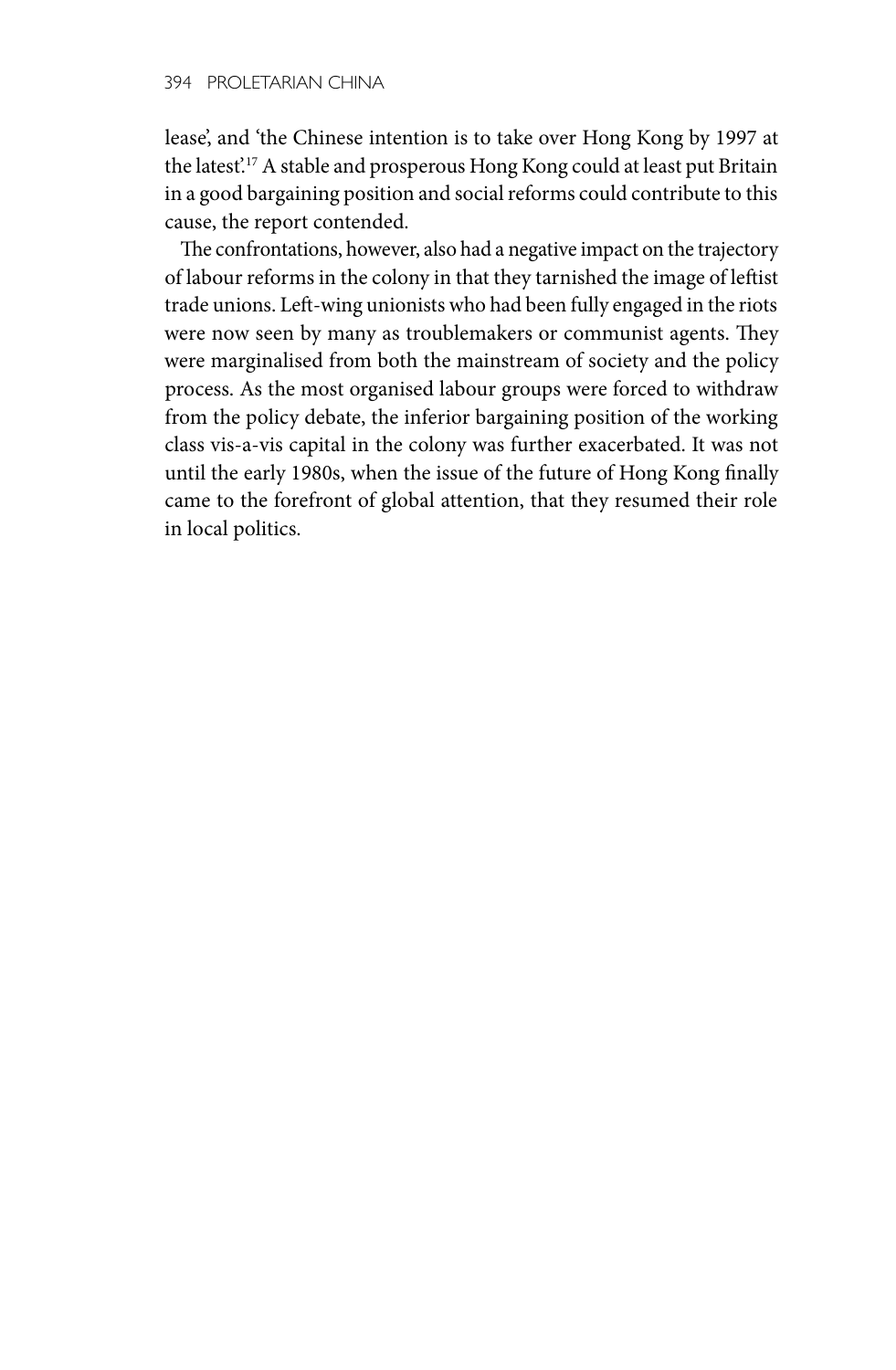lease', and 'the Chinese intention is to take over Hong Kong by 1997 at the latest'.[17] A stable and prosperous Hong Kong could at least put Britain in a good bargaining position and social reforms could contribute to this cause, the report contended.

The confrontations, however, also had a negative impact on the trajectory of labour reforms in the colony in that they tarnished the image of leftist trade unions. Left-wing unionists who had been fully engaged in the riots were now seen by many as troublemakers or communist agents. They were marginalised from both the mainstream of society and the policy process. As the most organised labour groups were forced to withdraw from the policy debate, the inferior bargaining position of the working class vis-a-vis capital in the colony was further exacerbated. It was not until the early 1980s, when the issue of the future of Hong Kong finally came to the forefront of global attention, that they resumed their role in local politics.